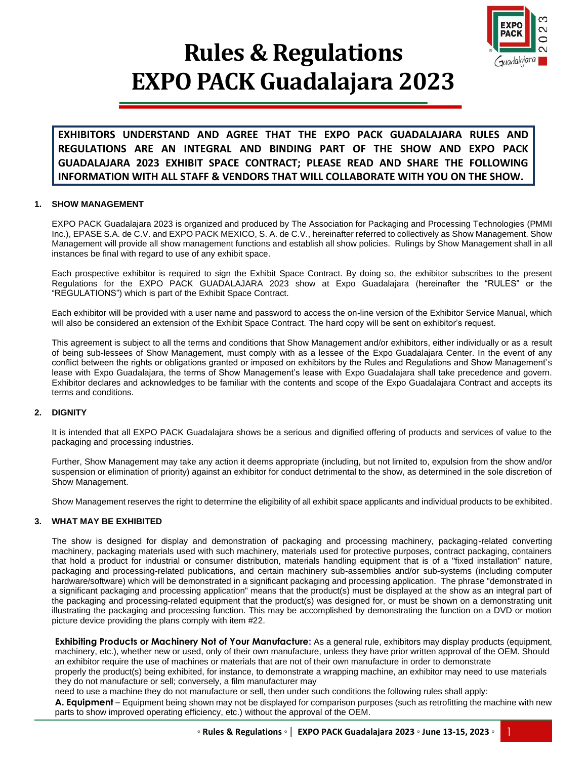# Rules & Regulations
# EXPO PACK Guadalajara 2023

**EXHIBITORS UNDERSTAND AND AGREE THAT THE EXPO PACK GUADALAJARA RULES AND REGULATIONS ARE AN INTEGRAL AND BINDING PART OF THE SHOW AND EXPO PACK GUADALAJARA 2023 EXHIBIT SPACE CONTRACT; PLEASE READ AND SHARE THE FOLLOWING INFORMATION WITH ALL STAFF & VENDORS THAT WILL COLLABORATE WITH YOU ON THE SHOW.**

## 1. SHOW MANAGEMENT

EXPO PACK Guadalajara 2023 is organized and produced by The Association for Packaging and Processing Technologies (PMMI Inc.), EPASE S.A. de C.V. and EXPO PACK MEXICO, S. A. de C.V., hereinafter referred to collectively as Show Management. Show Management will provide all show management functions and establish all show policies. Rulings by Show Management shall in all instances be final with regard to use of any exhibit space.

Each prospective exhibitor is required to sign the Exhibit Space Contract. By doing so, the exhibitor subscribes to the present Regulations for the EXPO PACK GUADALAJARA 2023 show at Expo Guadalajara (hereinafter the "RULES" or the "REGULATIONS") which is part of the Exhibit Space Contract.

Each exhibitor will be provided with a user name and password to access the on-line version of the Exhibitor Service Manual, which will also be considered an extension of the Exhibit Space Contract. The hard copy will be sent on exhibitor's request.

This agreement is subject to all the terms and conditions that Show Management and/or exhibitors, either individually or as a result of being sub-lessees of Show Management, must comply with as a lessee of the Expo Guadalajara Center. In the event of any conflict between the rights or obligations granted or imposed on exhibitors by the Rules and Regulations and Show Management's lease with Expo Guadalajara, the terms of Show Management's lease with Expo Guadalajara shall take precedence and govern. Exhibitor declares and acknowledges to be familiar with the contents and scope of the Expo Guadalajara Contract and accepts its terms and conditions.

## 2. DIGNITY

It is intended that all EXPO PACK Guadalajara shows be a serious and dignified offering of products and services of value to the packaging and processing industries.

Further, Show Management may take any action it deems appropriate (including, but not limited to, expulsion from the show and/or suspension or elimination of priority) against an exhibitor for conduct detrimental to the show, as determined in the sole discretion of Show Management.

Show Management reserves the right to determine the eligibility of all exhibit space applicants and individual products to be exhibited.

## 3. WHAT MAY BE EXHIBITED

The show is designed for display and demonstration of packaging and processing machinery, packaging-related converting machinery, packaging materials used with such machinery, materials used for protective purposes, contract packaging, containers that hold a product for industrial or consumer distribution, materials handling equipment that is of a "fixed installation" nature, packaging and processing-related publications, and certain machinery sub-assemblies and/or sub-systems (including computer hardware/software) which will be demonstrated in a significant packaging and processing application. The phrase "demonstrated in a significant packaging and processing application" means that the product(s) must be displayed at the show as an integral part of the packaging and processing-related equipment that the product(s) was designed for, or must be shown on a demonstrating unit illustrating the packaging and processing function. This may be accomplished by demonstrating the function on a DVD or motion picture device providing the plans comply with item #22.

**Exhibiting Products or Machinery Not of Your Manufacture:** As a general rule, exhibitors may display products (equipment, machinery, etc.), whether new or used, only of their own manufacture, unless they have prior written approval of the OEM. Should an exhibitor require the use of machines or materials that are not of their own manufacture in order to demonstrate properly the product(s) being exhibited, for instance, to demonstrate a wrapping machine, an exhibitor may need to use materials they do not manufacture or sell; conversely, a film manufacturer may need to use a machine they do not manufacture or sell, then under such conditions the following rules shall apply:

**A. Equipment** – Equipment being shown may not be displayed for comparison purposes (such as retrofitting the machine with new parts to show improved operating efficiency, etc.) without the approval of the OEM.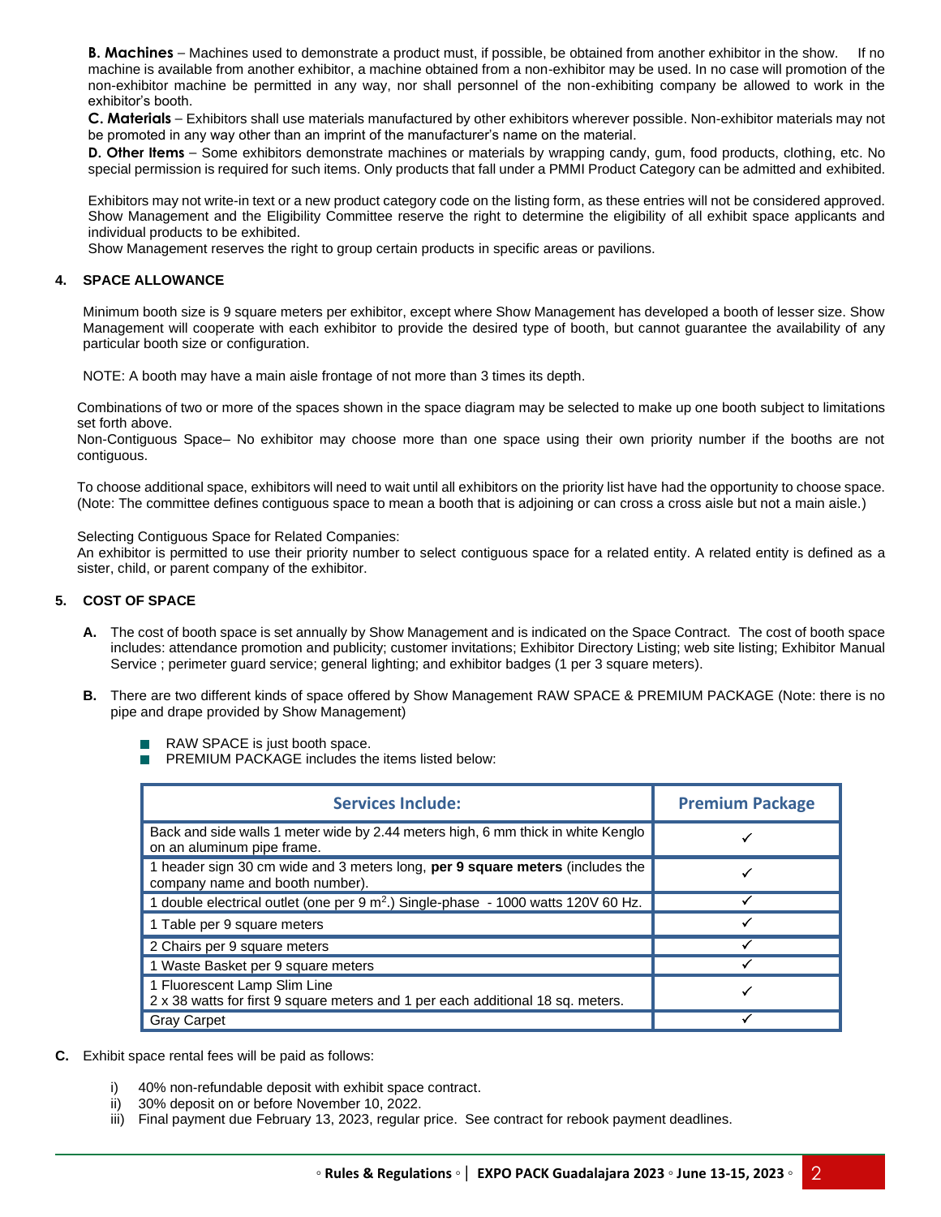**B. Machines** – Machines used to demonstrate a product must, if possible, be obtained from another exhibitor in the show. If no machine is available from another exhibitor, a machine obtained from a non-exhibitor may be used. In no case will promotion of the non-exhibitor machine be permitted in any way, nor shall personnel of the non-exhibiting company be allowed to work in the exhibitor's booth.

**C. Materials** – Exhibitors shall use materials manufactured by other exhibitors wherever possible. Non-exhibitor materials may not be promoted in any way other than an imprint of the manufacturer's name on the material.

**D. Other Items** – Some exhibitors demonstrate machines or materials by wrapping candy, gum, food products, clothing, etc. No special permission is required for such items. Only products that fall under a PMMI Product Category can be admitted and exhibited.

Exhibitors may not write-in text or a new product category code on the listing form, as these entries will not be considered approved. Show Management and the Eligibility Committee reserve the right to determine the eligibility of all exhibit space applicants and individual products to be exhibited.

Show Management reserves the right to group certain products in specific areas or pavilions.

## 4. SPACE ALLOWANCE

Minimum booth size is 9 square meters per exhibitor, except where Show Management has developed a booth of lesser size. Show Management will cooperate with each exhibitor to provide the desired type of booth, but cannot guarantee the availability of any particular booth size or configuration.

NOTE: A booth may have a main aisle frontage of not more than 3 times its depth.

Combinations of two or more of the spaces shown in the space diagram may be selected to make up one booth subject to limitations set forth above.

Non-Contiguous Space– No exhibitor may choose more than one space using their own priority number if the booths are not contiguous.

To choose additional space, exhibitors will need to wait until all exhibitors on the priority list have had the opportunity to choose space. (Note: The committee defines contiguous space to mean a booth that is adjoining or can cross a cross aisle but not a main aisle.)

Selecting Contiguous Space for Related Companies:

An exhibitor is permitted to use their priority number to select contiguous space for a related entity. A related entity is defined as a sister, child, or parent company of the exhibitor.

## 5. COST OF SPACE

**A.** The cost of booth space is set annually by Show Management and is indicated on the Space Contract. The cost of booth space includes: attendance promotion and publicity; customer invitations; Exhibitor Directory Listing; web site listing; Exhibitor Manual Service ; perimeter guard service; general lighting; and exhibitor badges (1 per 3 square meters).

**B.** There are two different kinds of space offered by Show Management RAW SPACE & PREMIUM PACKAGE (Note: there is no pipe and drape provided by Show Management)

- RAW SPACE is just booth space.
- PREMIUM PACKAGE includes the items listed below:

| Services Include: | Premium Package |
|---|---|
| Back and side walls 1 meter wide by 2.44 meters high, 6 mm thick in white Kenglo on an aluminum pipe frame. | ✓ |
| 1 header sign 30 cm wide and 3 meters long, **per 9 square meters** (includes the company name and booth number). | ✓ |
| 1 double electrical outlet (one per 9 m$^2$.) Single-phase - 1000 watts 120V 60 Hz. | ✓ |
| 1 Table per 9 square meters | ✓ |
| 2 Chairs per 9 square meters | ✓ |
| 1 Waste Basket per 9 square meters | ✓ |
| 1 Fluorescent Lamp Slim Line<br>2 x 38 watts for first 9 square meters and 1 per each additional 18 sq. meters. | ✓ |
| Gray Carpet | ✓ |

**C.** Exhibit space rental fees will be paid as follows:

i) 40% non-refundable deposit with exhibit space contract.
ii) 30% deposit on or before November 10, 2022.
iii) Final payment due February 13, 2023, regular price. See contract for rebook payment deadlines.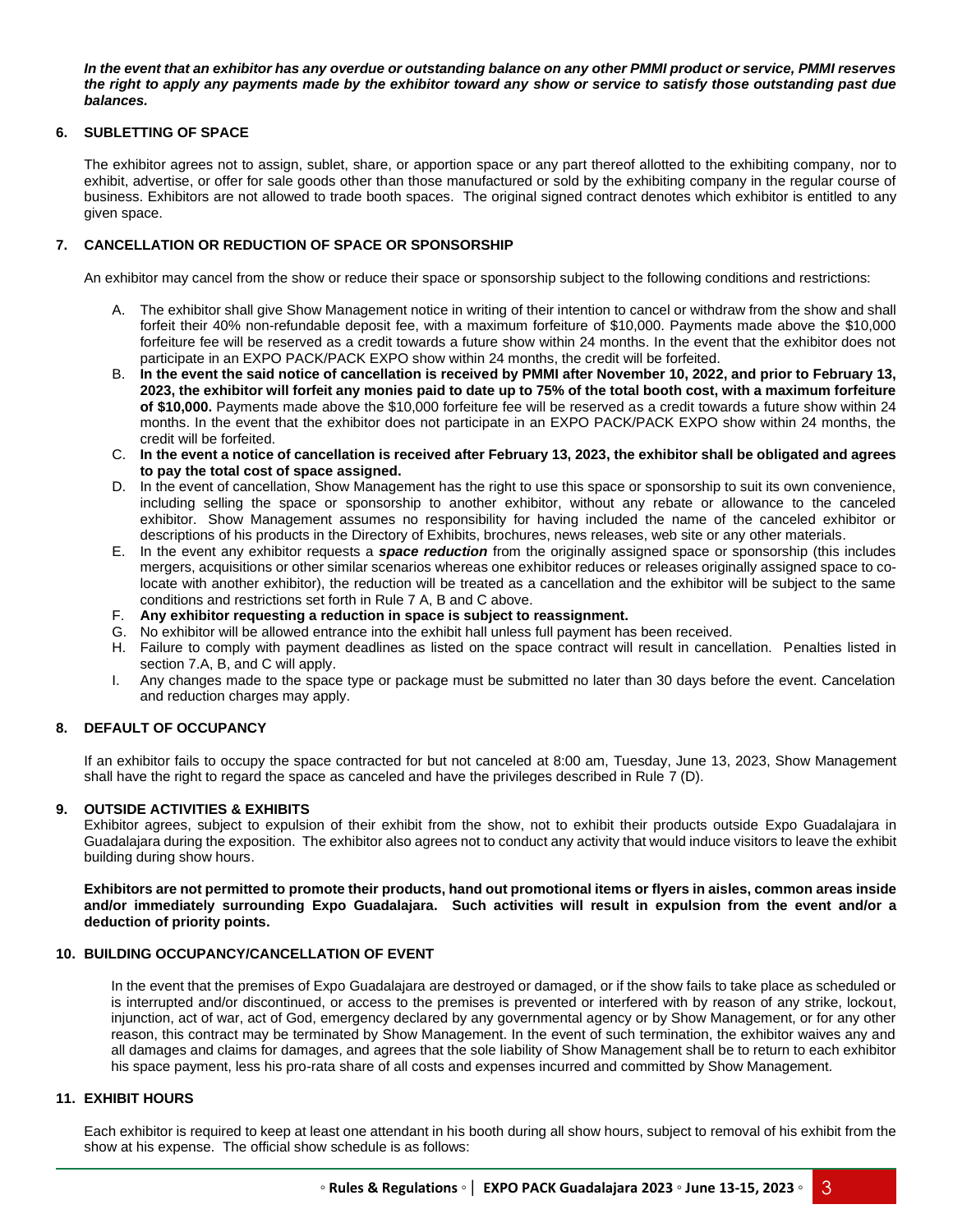***In the event that an exhibitor has any overdue or outstanding balance on any other PMMI product or service, PMMI reserves the right to apply any payments made by the exhibitor toward any show or service to satisfy those outstanding past due balances.***

## 6. SUBLETTING OF SPACE

The exhibitor agrees not to assign, sublet, share, or apportion space or any part thereof allotted to the exhibiting company, nor to exhibit, advertise, or offer for sale goods other than those manufactured or sold by the exhibiting company in the regular course of business. Exhibitors are not allowed to trade booth spaces. The original signed contract denotes which exhibitor is entitled to any given space.

## 7. CANCELLATION OR REDUCTION OF SPACE OR SPONSORSHIP

An exhibitor may cancel from the show or reduce their space or sponsorship subject to the following conditions and restrictions:

A. The exhibitor shall give Show Management notice in writing of their intention to cancel or withdraw from the show and shall forfeit their 40% non-refundable deposit fee, with a maximum forfeiture of $10,000. Payments made above the $10,000 forfeiture fee will be reserved as a credit towards a future show within 24 months. In the event that the exhibitor does not participate in an EXPO PACK/PACK EXPO show within 24 months, the credit will be forfeited.

B. **In the event the said notice of cancellation is received by PMMI after November 10, 2022, and prior to February 13, 2023, the exhibitor will forfeit any monies paid to date up to 75% of the total booth cost, with a maximum forfeiture of $10,000.** Payments made above the $10,000 forfeiture fee will be reserved as a credit towards a future show within 24 months. In the event that the exhibitor does not participate in an EXPO PACK/PACK EXPO show within 24 months, the credit will be forfeited.

C. **In the event a notice of cancellation is received after February 13, 2023, the exhibitor shall be obligated and agrees to pay the total cost of space assigned.**

D. In the event of cancellation, Show Management has the right to use this space or sponsorship to suit its own convenience, including selling the space or sponsorship to another exhibitor, without any rebate or allowance to the canceled exhibitor. Show Management assumes no responsibility for having included the name of the canceled exhibitor or descriptions of his products in the Directory of Exhibits, brochures, news releases, web site or any other materials.

E. In the event any exhibitor requests a ***space reduction*** from the originally assigned space or sponsorship (this includes mergers, acquisitions or other similar scenarios whereas one exhibitor reduces or releases originally assigned space to co-locate with another exhibitor), the reduction will be treated as a cancellation and the exhibitor will be subject to the same conditions and restrictions set forth in Rule 7 A, B and C above.

F. **Any exhibitor requesting a reduction in space is subject to reassignment.**

G. No exhibitor will be allowed entrance into the exhibit hall unless full payment has been received.

H. Failure to comply with payment deadlines as listed on the space contract will result in cancellation. Penalties listed in section 7.A, B, and C will apply.

I. Any changes made to the space type or package must be submitted no later than 30 days before the event. Cancelation and reduction charges may apply.

## 8. DEFAULT OF OCCUPANCY

If an exhibitor fails to occupy the space contracted for but not canceled at 8:00 am, Tuesday, June 13, 2023, Show Management shall have the right to regard the space as canceled and have the privileges described in Rule 7 (D).

## 9. OUTSIDE ACTIVITIES & EXHIBITS

Exhibitor agrees, subject to expulsion of their exhibit from the show, not to exhibit their products outside Expo Guadalajara in Guadalajara during the exposition. The exhibitor also agrees not to conduct any activity that would induce visitors to leave the exhibit building during show hours.

**Exhibitors are not permitted to promote their products, hand out promotional items or flyers in aisles, common areas inside and/or immediately surrounding Expo Guadalajara. Such activities will result in expulsion from the event and/or a deduction of priority points.**

## 10. BUILDING OCCUPANCY/CANCELLATION OF EVENT

In the event that the premises of Expo Guadalajara are destroyed or damaged, or if the show fails to take place as scheduled or is interrupted and/or discontinued, or access to the premises is prevented or interfered with by reason of any strike, lockout, injunction, act of war, act of God, emergency declared by any governmental agency or by Show Management, or for any other reason, this contract may be terminated by Show Management. In the event of such termination, the exhibitor waives any and all damages and claims for damages, and agrees that the sole liability of Show Management shall be to return to each exhibitor his space payment, less his pro-rata share of all costs and expenses incurred and committed by Show Management.

## 11. EXHIBIT HOURS

Each exhibitor is required to keep at least one attendant in his booth during all show hours, subject to removal of his exhibit from the show at his expense. The official show schedule is as follows: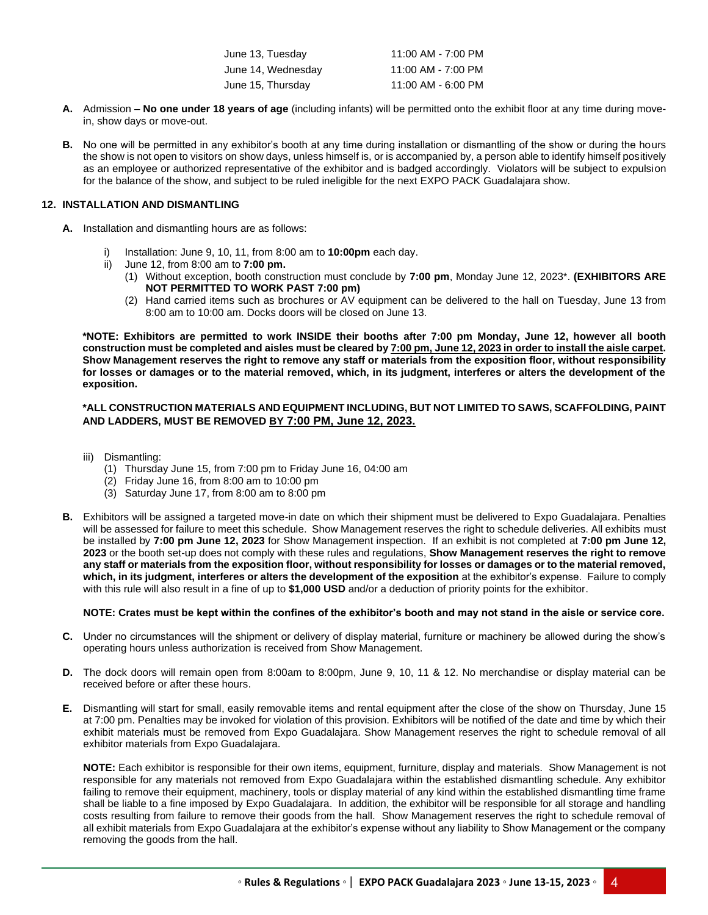| | |
|---|---|
| June 13, Tuesday | 11:00 AM - 7:00 PM |
| June 14, Wednesday | 11:00 AM - 7:00 PM |
| June 15, Thursday | 11:00 AM - 6:00 PM |

**A.** Admission – **No one under 18 years of age** (including infants) will be permitted onto the exhibit floor at any time during move-in, show days or move-out.

**B.** No one will be permitted in any exhibitor's booth at any time during installation or dismantling of the show or during the hours the show is not open to visitors on show days, unless himself is, or is accompanied by, a person able to identify himself positively as an employee or authorized representative of the exhibitor and is badged accordingly. Violators will be subject to expulsion for the balance of the show, and subject to be ruled ineligible for the next EXPO PACK Guadalajara show.

## 12. INSTALLATION AND DISMANTLING

**A.** Installation and dismantling hours are as follows:

- i) Installation: June 9, 10, 11, from 8:00 am to **10:00pm** each day.
- ii) June 12, from 8:00 am to **7:00 pm.**
  - (1) Without exception, booth construction must conclude by **7:00 pm**, Monday June 12, 2023*. **(EXHIBITORS ARE NOT PERMITTED TO WORK PAST 7:00 pm)**
  - (2) Hand carried items such as brochures or AV equipment can be delivered to the hall on Tuesday, June 13 from 8:00 am to 10:00 am. Docks doors will be closed on June 13.

**\*NOTE: Exhibitors are permitted to work INSIDE their booths after 7:00 pm Monday, June 12, however all booth construction must be completed and aisles must be cleared by <u>7:00 pm, June 12, 2023 in order to install the aisle carpet</u>. Show Management reserves the right to remove any staff or materials from the exposition floor, without responsibility for losses or damages or to the material removed, which, in its judgment, interferes or alters the development of the exposition.**

**\*ALL CONSTRUCTION MATERIALS AND EQUIPMENT INCLUDING, BUT NOT LIMITED TO SAWS, SCAFFOLDING, PAINT AND LADDERS, MUST BE REMOVED <u>BY 7:00 PM, June 12, 2023.</u>**

- iii) Dismantling:
  - (1) Thursday June 15, from 7:00 pm to Friday June 16, 04:00 am
  - (2) Friday June 16, from 8:00 am to 10:00 pm
  - (3) Saturday June 17, from 8:00 am to 8:00 pm

**B.** Exhibitors will be assigned a targeted move-in date on which their shipment must be delivered to Expo Guadalajara. Penalties will be assessed for failure to meet this schedule. Show Management reserves the right to schedule deliveries. All exhibits must be installed by **7:00 pm June 12, 2023** for Show Management inspection. If an exhibit is not completed at **7:00 pm June 12, 2023** or the booth set-up does not comply with these rules and regulations, **Show Management reserves the right to remove any staff or materials from the exposition floor, without responsibility for losses or damages or to the material removed, which, in its judgment, interferes or alters the development of the exposition** at the exhibitor's expense. Failure to comply with this rule will also result in a fine of up to **$1,000 USD** and/or a deduction of priority points for the exhibitor.

**NOTE: Crates must be kept within the confines of the exhibitor's booth and may not stand in the aisle or service core.**

**C.** Under no circumstances will the shipment or delivery of display material, furniture or machinery be allowed during the show's operating hours unless authorization is received from Show Management.

**D.** The dock doors will remain open from 8:00am to 8:00pm, June 9, 10, 11 & 12. No merchandise or display material can be received before or after these hours.

**E.** Dismantling will start for small, easily removable items and rental equipment after the close of the show on Thursday, June 15 at 7:00 pm. Penalties may be invoked for violation of this provision. Exhibitors will be notified of the date and time by which their exhibit materials must be removed from Expo Guadalajara. Show Management reserves the right to schedule removal of all exhibitor materials from Expo Guadalajara.

**NOTE:** Each exhibitor is responsible for their own items, equipment, furniture, display and materials. Show Management is not responsible for any materials not removed from Expo Guadalajara within the established dismantling schedule. Any exhibitor failing to remove their equipment, machinery, tools or display material of any kind within the established dismantling time frame shall be liable to a fine imposed by Expo Guadalajara. In addition, the exhibitor will be responsible for all storage and handling costs resulting from failure to remove their goods from the hall. Show Management reserves the right to schedule removal of all exhibit materials from Expo Guadalajara at the exhibitor's expense without any liability to Show Management or the company removing the goods from the hall.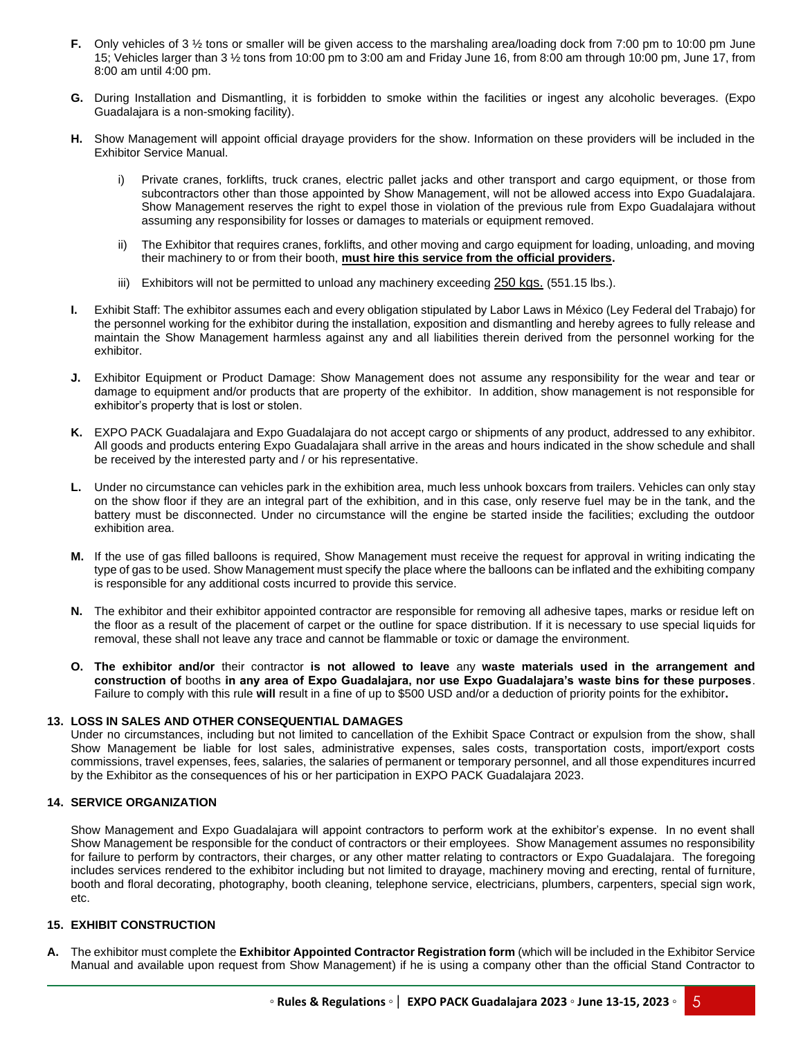**F.** Only vehicles of 3 ½ tons or smaller will be given access to the marshaling area/loading dock from 7:00 pm to 10:00 pm June 15; Vehicles larger than 3 ½ tons from 10:00 pm to 3:00 am and Friday June 16, from 8:00 am through 10:00 pm, June 17, from 8:00 am until 4:00 pm.

**G.** During Installation and Dismantling, it is forbidden to smoke within the facilities or ingest any alcoholic beverages. (Expo Guadalajara is a non-smoking facility).

**H.** Show Management will appoint official drayage providers for the show. Information on these providers will be included in the Exhibitor Service Manual.

i) Private cranes, forklifts, truck cranes, electric pallet jacks and other transport and cargo equipment, or those from subcontractors other than those appointed by Show Management, will not be allowed access into Expo Guadalajara. Show Management reserves the right to expel those in violation of the previous rule from Expo Guadalajara without assuming any responsibility for losses or damages to materials or equipment removed.

ii) The Exhibitor that requires cranes, forklifts, and other moving and cargo equipment for loading, unloading, and moving their machinery to or from their booth, **must hire this service from the official providers.**

iii) Exhibitors will not be permitted to unload any machinery exceeding 250 kgs. (551.15 lbs.).

**I.** Exhibit Staff: The exhibitor assumes each and every obligation stipulated by Labor Laws in México (Ley Federal del Trabajo) for the personnel working for the exhibitor during the installation, exposition and dismantling and hereby agrees to fully release and maintain the Show Management harmless against any and all liabilities therein derived from the personnel working for the exhibitor.

**J.** Exhibitor Equipment or Product Damage: Show Management does not assume any responsibility for the wear and tear or damage to equipment and/or products that are property of the exhibitor. In addition, show management is not responsible for exhibitor's property that is lost or stolen.

**K.** EXPO PACK Guadalajara and Expo Guadalajara do not accept cargo or shipments of any product, addressed to any exhibitor. All goods and products entering Expo Guadalajara shall arrive in the areas and hours indicated in the show schedule and shall be received by the interested party and / or his representative.

**L.** Under no circumstance can vehicles park in the exhibition area, much less unhook boxcars from trailers. Vehicles can only stay on the show floor if they are an integral part of the exhibition, and in this case, only reserve fuel may be in the tank, and the battery must be disconnected. Under no circumstance will the engine be started inside the facilities; excluding the outdoor exhibition area.

**M.** If the use of gas filled balloons is required, Show Management must receive the request for approval in writing indicating the type of gas to be used. Show Management must specify the place where the balloons can be inflated and the exhibiting company is responsible for any additional costs incurred to provide this service.

**N.** The exhibitor and their exhibitor appointed contractor are responsible for removing all adhesive tapes, marks or residue left on the floor as a result of the placement of carpet or the outline for space distribution. If it is necessary to use special liquids for removal, these shall not leave any trace and cannot be flammable or toxic or damage the environment.

**O. The exhibitor and/or** their contractor **is not allowed to leave** any **waste materials used in the arrangement and construction of** booths **in any area of Expo Guadalajara, nor use Expo Guadalajara's waste bins for these purposes**. Failure to comply with this rule **will** result in a fine of up to $500 USD and/or a deduction of priority points for the exhibitor**.**

## 13. LOSS IN SALES AND OTHER CONSEQUENTIAL DAMAGES

Under no circumstances, including but not limited to cancellation of the Exhibit Space Contract or expulsion from the show, shall Show Management be liable for lost sales, administrative expenses, sales costs, transportation costs, import/export costs commissions, travel expenses, fees, salaries, the salaries of permanent or temporary personnel, and all those expenditures incurred by the Exhibitor as the consequences of his or her participation in EXPO PACK Guadalajara 2023.

## 14. SERVICE ORGANIZATION

Show Management and Expo Guadalajara will appoint contractors to perform work at the exhibitor's expense. In no event shall Show Management be responsible for the conduct of contractors or their employees. Show Management assumes no responsibility for failure to perform by contractors, their charges, or any other matter relating to contractors or Expo Guadalajara. The foregoing includes services rendered to the exhibitor including but not limited to drayage, machinery moving and erecting, rental of furniture, booth and floral decorating, photography, booth cleaning, telephone service, electricians, plumbers, carpenters, special sign work, etc.

## 15. EXHIBIT CONSTRUCTION

**A.** The exhibitor must complete the **Exhibitor Appointed Contractor Registration form** (which will be included in the Exhibitor Service Manual and available upon request from Show Management) if he is using a company other than the official Stand Contractor to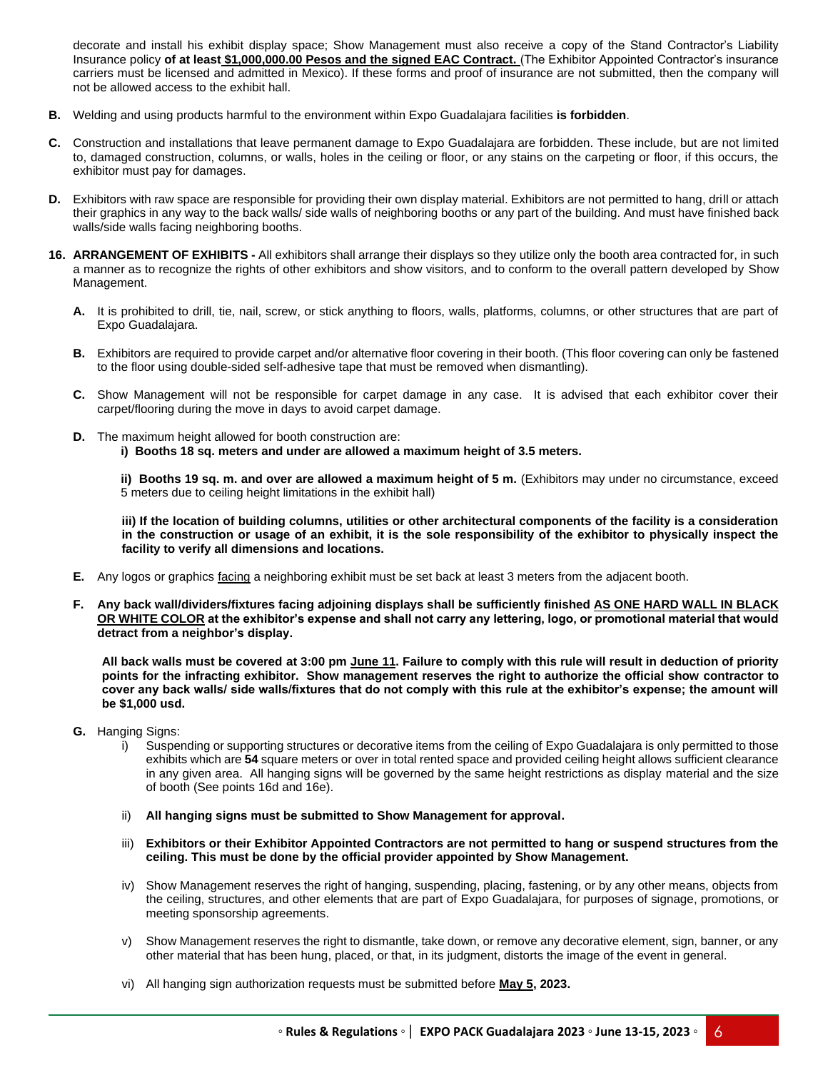decorate and install his exhibit display space; Show Management must also receive a copy of the Stand Contractor's Liability Insurance policy **of at least $1,000,000.00 Pesos and the signed EAC Contract.** (The Exhibitor Appointed Contractor's insurance carriers must be licensed and admitted in Mexico). If these forms and proof of insurance are not submitted, then the company will not be allowed access to the exhibit hall.

**B.** Welding and using products harmful to the environment within Expo Guadalajara facilities **is forbidden**.

**C.** Construction and installations that leave permanent damage to Expo Guadalajara are forbidden. These include, but are not limited to, damaged construction, columns, or walls, holes in the ceiling or floor, or any stains on the carpeting or floor, if this occurs, the exhibitor must pay for damages.

**D.** Exhibitors with raw space are responsible for providing their own display material. Exhibitors are not permitted to hang, drill or attach their graphics in any way to the back walls/ side walls of neighboring booths or any part of the building. And must have finished back walls/side walls facing neighboring booths.

**16. ARRANGEMENT OF EXHIBITS -** All exhibitors shall arrange their displays so they utilize only the booth area contracted for, in such a manner as to recognize the rights of other exhibitors and show visitors, and to conform to the overall pattern developed by Show Management.

**A.** It is prohibited to drill, tie, nail, screw, or stick anything to floors, walls, platforms, columns, or other structures that are part of Expo Guadalajara.

**B.** Exhibitors are required to provide carpet and/or alternative floor covering in their booth. (This floor covering can only be fastened to the floor using double-sided self-adhesive tape that must be removed when dismantling).

**C.** Show Management will not be responsible for carpet damage in any case. It is advised that each exhibitor cover their carpet/flooring during the move in days to avoid carpet damage.

**D.** The maximum height allowed for booth construction are:

**i) Booths 18 sq. meters and under are allowed a maximum height of 3.5 meters.**

**ii) Booths 19 sq. m. and over are allowed a maximum height of 5 m.** (Exhibitors may under no circumstance, exceed 5 meters due to ceiling height limitations in the exhibit hall)

**iii) If the location of building columns, utilities or other architectural components of the facility is a consideration in the construction or usage of an exhibit, it is the sole responsibility of the exhibitor to physically inspect the facility to verify all dimensions and locations.**

**E.** Any logos or graphics facing a neighboring exhibit must be set back at least 3 meters from the adjacent booth.

**F. Any back wall/dividers/fixtures facing adjoining displays shall be sufficiently finished AS ONE HARD WALL IN BLACK OR WHITE COLOR at the exhibitor's expense and shall not carry any lettering, logo, or promotional material that would detract from a neighbor's display.**

**All back walls must be covered at 3:00 pm June 11. Failure to comply with this rule will result in deduction of priority points for the infracting exhibitor. Show management reserves the right to authorize the official show contractor to cover any back walls/ side walls/fixtures that do not comply with this rule at the exhibitor's expense; the amount will be $1,000 usd.**

**G.** Hanging Signs:

i) Suspending or supporting structures or decorative items from the ceiling of Expo Guadalajara is only permitted to those exhibits which are **54** square meters or over in total rented space and provided ceiling height allows sufficient clearance in any given area. All hanging signs will be governed by the same height restrictions as display material and the size of booth (See points 16d and 16e).

ii) **All hanging signs must be submitted to Show Management for approval.**

iii) **Exhibitors or their Exhibitor Appointed Contractors are not permitted to hang or suspend structures from the ceiling. This must be done by the official provider appointed by Show Management.**

iv) Show Management reserves the right of hanging, suspending, placing, fastening, or by any other means, objects from the ceiling, structures, and other elements that are part of Expo Guadalajara, for purposes of signage, promotions, or meeting sponsorship agreements.

v) Show Management reserves the right to dismantle, take down, or remove any decorative element, sign, banner, or any other material that has been hung, placed, or that, in its judgment, distorts the image of the event in general.

vi) All hanging sign authorization requests must be submitted before **May 5, 2023.**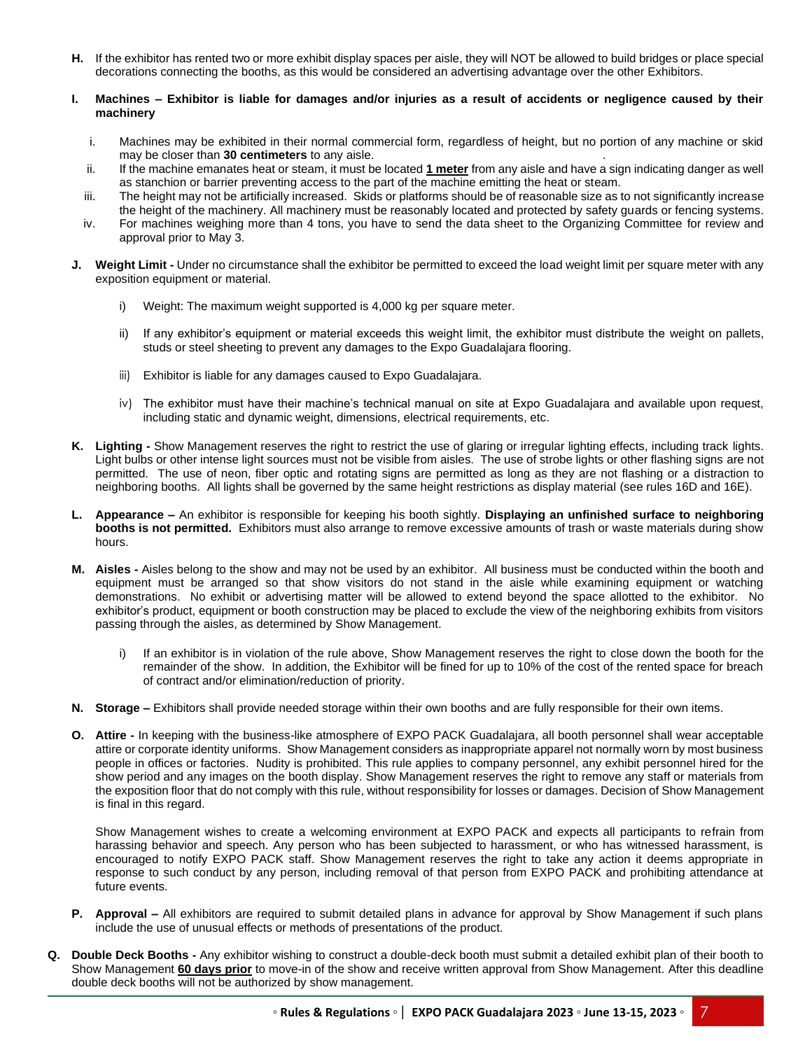**H.** If the exhibitor has rented two or more exhibit display spaces per aisle, they will NOT be allowed to build bridges or place special decorations connecting the booths, as this would be considered an advertising advantage over the other Exhibitors.

**I. Machines – Exhibitor is liable for damages and/or injuries as a result of accidents or negligence caused by their machinery**

i. Machines may be exhibited in their normal commercial form, regardless of height, but no portion of any machine or skid may be closer than **30 centimeters** to any aisle.

ii. If the machine emanates heat or steam, it must be located **1 meter** from any aisle and have a sign indicating danger as well as stanchion or barrier preventing access to the part of the machine emitting the heat or steam.

iii. The height may not be artificially increased. Skids or platforms should be of reasonable size as to not significantly increase the height of the machinery. All machinery must be reasonably located and protected by safety guards or fencing systems.

iv. For machines weighing more than 4 tons, you have to send the data sheet to the Organizing Committee for review and approval prior to May 3.

**J. Weight Limit -** Under no circumstance shall the exhibitor be permitted to exceed the load weight limit per square meter with any exposition equipment or material.

i) Weight: The maximum weight supported is 4,000 kg per square meter.

ii) If any exhibitor's equipment or material exceeds this weight limit, the exhibitor must distribute the weight on pallets, studs or steel sheeting to prevent any damages to the Expo Guadalajara flooring.

iii) Exhibitor is liable for any damages caused to Expo Guadalajara.

iv) The exhibitor must have their machine's technical manual on site at Expo Guadalajara and available upon request, including static and dynamic weight, dimensions, electrical requirements, etc.

**K. Lighting -** Show Management reserves the right to restrict the use of glaring or irregular lighting effects, including track lights. Light bulbs or other intense light sources must not be visible from aisles. The use of strobe lights or other flashing signs are not permitted. The use of neon, fiber optic and rotating signs are permitted as long as they are not flashing or a distraction to neighboring booths. All lights shall be governed by the same height restrictions as display material (see rules 16D and 16E).

**L. Appearance –** An exhibitor is responsible for keeping his booth sightly. **Displaying an unfinished surface to neighboring booths is not permitted.** Exhibitors must also arrange to remove excessive amounts of trash or waste materials during show hours.

**M. Aisles -** Aisles belong to the show and may not be used by an exhibitor. All business must be conducted within the booth and equipment must be arranged so that show visitors do not stand in the aisle while examining equipment or watching demonstrations. No exhibit or advertising matter will be allowed to extend beyond the space allotted to the exhibitor. No exhibitor's product, equipment or booth construction may be placed to exclude the view of the neighboring exhibits from visitors passing through the aisles, as determined by Show Management.

i) If an exhibitor is in violation of the rule above, Show Management reserves the right to close down the booth for the remainder of the show. In addition, the Exhibitor will be fined for up to 10% of the cost of the rented space for breach of contract and/or elimination/reduction of priority.

**N. Storage –** Exhibitors shall provide needed storage within their own booths and are fully responsible for their own items.

**O. Attire -** In keeping with the business-like atmosphere of EXPO PACK Guadalajara, all booth personnel shall wear acceptable attire or corporate identity uniforms. Show Management considers as inappropriate apparel not normally worn by most business people in offices or factories. Nudity is prohibited. This rule applies to company personnel, any exhibit personnel hired for the show period and any images on the booth display. Show Management reserves the right to remove any staff or materials from the exposition floor that do not comply with this rule, without responsibility for losses or damages. Decision of Show Management is final in this regard.

Show Management wishes to create a welcoming environment at EXPO PACK and expects all participants to refrain from harassing behavior and speech. Any person who has been subjected to harassment, or who has witnessed harassment, is encouraged to notify EXPO PACK staff. Show Management reserves the right to take any action it deems appropriate in response to such conduct by any person, including removal of that person from EXPO PACK and prohibiting attendance at future events.

**P. Approval –** All exhibitors are required to submit detailed plans in advance for approval by Show Management if such plans include the use of unusual effects or methods of presentations of the product.

**Q. Double Deck Booths -** Any exhibitor wishing to construct a double-deck booth must submit a detailed exhibit plan of their booth to Show Management **60 days prior** to move-in of the show and receive written approval from Show Management. After this deadline double deck booths will not be authorized by show management.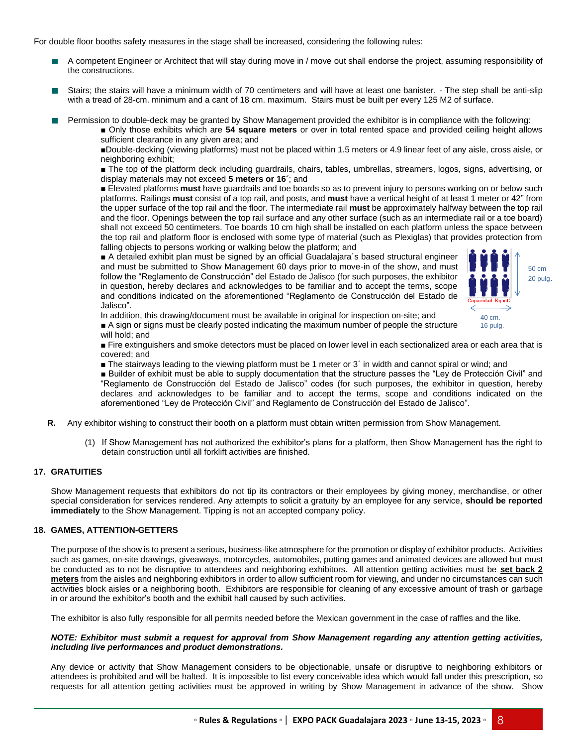For double floor booths safety measures in the stage shall be increased, considering the following rules:

- A competent Engineer or Architect that will stay during move in / move out shall endorse the project, assuming responsibility of the constructions.

- Stairs; the stairs will have a minimum width of 70 centimeters and will have at least one banister. - The step shall be anti-slip with a tread of 28-cm. minimum and a cant of 18 cm. maximum. Stairs must be built per every 125 M2 of surface.

- Permission to double-deck may be granted by Show Management provided the exhibitor is in compliance with the following:

  ■ Only those exhibits which are **54 square meters** or over in total rented space and provided ceiling height allows sufficient clearance in any given area; and

  ■Double-decking (viewing platforms) must not be placed within 1.5 meters or 4.9 linear feet of any aisle, cross aisle, or neighboring exhibit;

  ■ The top of the platform deck including guardrails, chairs, tables, umbrellas, streamers, logos, signs, advertising, or display materials may not exceed **5 meters or 16´**; and

  ■ Elevated platforms **must** have guardrails and toe boards so as to prevent injury to persons working on or below such platforms. Railings **must** consist of a top rail, and posts, and **must** have a vertical height of at least 1 meter or 42" from the upper surface of the top rail and the floor. The intermediate rail **must** be approximately halfway between the top rail and the floor. Openings between the top rail surface and any other surface (such as an intermediate rail or a toe board) shall not exceed 50 centimeters. Toe boards 10 cm high shall be installed on each platform unless the space between the top rail and platform floor is enclosed with some type of material (such as Plexiglas) that provides protection from falling objects to persons working or walking below the platform; and

  ■ A detailed exhibit plan must be signed by an official Guadalajara´s based structural engineer and must be submitted to Show Management 60 days prior to move-in of the show, and must follow the "Reglamento de Construcción" del Estado de Jalisco (for such purposes, the exhibitor in question, hereby declares and acknowledges to be familiar and to accept the terms, scope and conditions indicated on the aforementioned "Reglamento de Construcción del Estado de Jalisco".

  In addition, this drawing/document must be available in original for inspection on-site; and

  ■ A sign or signs must be clearly posted indicating the maximum number of people the structure will hold; and

  Capacidad. Kg mt2 — 50 cm / 20 pulg. — 40 cm. / 16 pulg.

  ■ Fire extinguishers and smoke detectors must be placed on lower level in each sectionalized area or each area that is covered; and

  ■ The stairways leading to the viewing platform must be 1 meter or 3´ in width and cannot spiral or wind; and

  ■ Builder of exhibit must be able to supply documentation that the structure passes the "Ley de Protección Civil" and "Reglamento de Construcción del Estado de Jalisco" codes (for such purposes, the exhibitor in question, hereby declares and acknowledges to be familiar and to accept the terms, scope and conditions indicated on the aforementioned "Ley de Protección Civil" and Reglamento de Construcción del Estado de Jalisco".

**R.** Any exhibitor wishing to construct their booth on a platform must obtain written permission from Show Management.

(1) If Show Management has not authorized the exhibitor's plans for a platform, then Show Management has the right to detain construction until all forklift activities are finished.

## 17. GRATUITIES

Show Management requests that exhibitors do not tip its contractors or their employees by giving money, merchandise, or other special consideration for services rendered. Any attempts to solicit a gratuity by an employee for any service, **should be reported immediately** to the Show Management. Tipping is not an accepted company policy.

## 18. GAMES, ATTENTION-GETTERS

The purpose of the show is to present a serious, business-like atmosphere for the promotion or display of exhibitor products. Activities such as games, on-site drawings, giveaways, motorcycles, automobiles, putting games and animated devices are allowed but must be conducted as to not be disruptive to attendees and neighboring exhibitors. All attention getting activities must be **set back 2 meters** from the aisles and neighboring exhibitors in order to allow sufficient room for viewing, and under no circumstances can such activities block aisles or a neighboring booth. Exhibitors are responsible for cleaning of any excessive amount of trash or garbage in or around the exhibitor's booth and the exhibit hall caused by such activities.

The exhibitor is also fully responsible for all permits needed before the Mexican government in the case of raffles and the like.

***NOTE: Exhibitor must submit a request for approval from Show Management regarding any attention getting activities, including live performances and product demonstrations.***

Any device or activity that Show Management considers to be objectionable, unsafe or disruptive to neighboring exhibitors or attendees is prohibited and will be halted. It is impossible to list every conceivable idea which would fall under this prescription, so requests for all attention getting activities must be approved in writing by Show Management in advance of the show. Show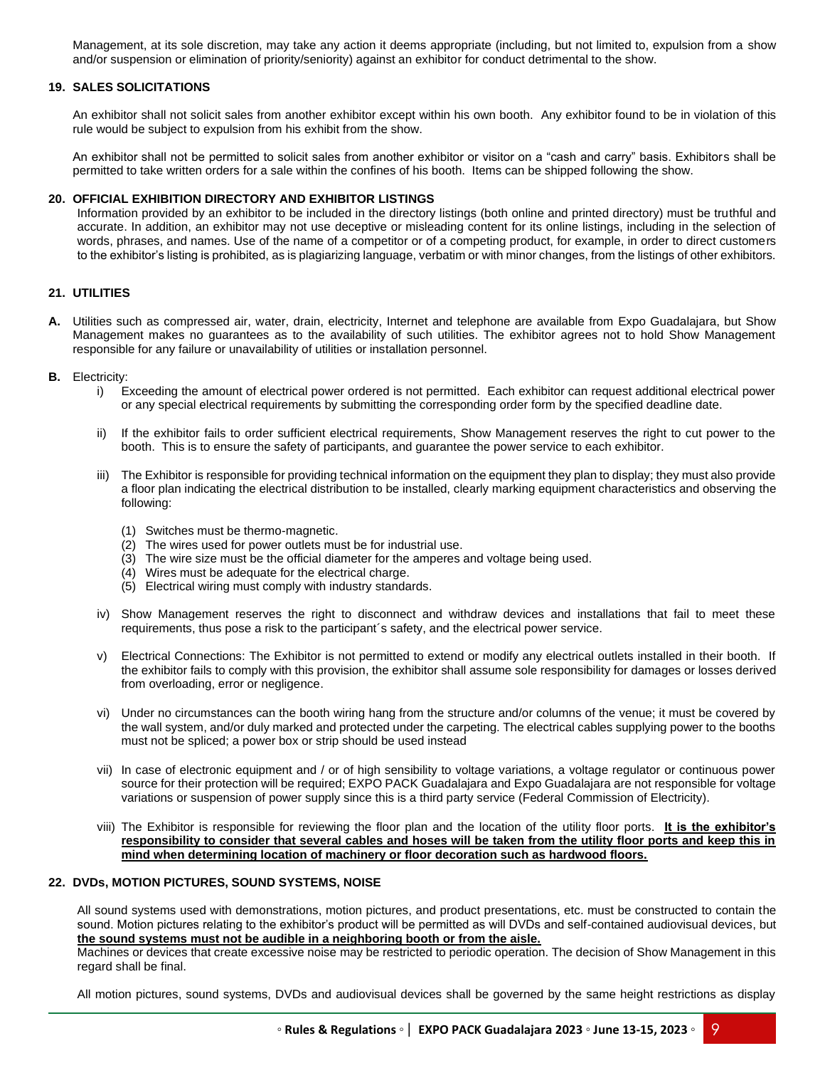Management, at its sole discretion, may take any action it deems appropriate (including, but not limited to, expulsion from a show and/or suspension or elimination of priority/seniority) against an exhibitor for conduct detrimental to the show.

## 19. SALES SOLICITATIONS

An exhibitor shall not solicit sales from another exhibitor except within his own booth. Any exhibitor found to be in violation of this rule would be subject to expulsion from his exhibit from the show.

An exhibitor shall not be permitted to solicit sales from another exhibitor or visitor on a "cash and carry" basis. Exhibitors shall be permitted to take written orders for a sale within the confines of his booth. Items can be shipped following the show.

## 20. OFFICIAL EXHIBITION DIRECTORY AND EXHIBITOR LISTINGS

Information provided by an exhibitor to be included in the directory listings (both online and printed directory) must be truthful and accurate. In addition, an exhibitor may not use deceptive or misleading content for its online listings, including in the selection of words, phrases, and names. Use of the name of a competitor or of a competing product, for example, in order to direct customers to the exhibitor's listing is prohibited, as is plagiarizing language, verbatim or with minor changes, from the listings of other exhibitors.

## 21. UTILITIES

**A.** Utilities such as compressed air, water, drain, electricity, Internet and telephone are available from Expo Guadalajara, but Show Management makes no guarantees as to the availability of such utilities. The exhibitor agrees not to hold Show Management responsible for any failure or unavailability of utilities or installation personnel.

**B.** Electricity:

i) Exceeding the amount of electrical power ordered is not permitted. Each exhibitor can request additional electrical power or any special electrical requirements by submitting the corresponding order form by the specified deadline date.

ii) If the exhibitor fails to order sufficient electrical requirements, Show Management reserves the right to cut power to the booth. This is to ensure the safety of participants, and guarantee the power service to each exhibitor.

iii) The Exhibitor is responsible for providing technical information on the equipment they plan to display; they must also provide a floor plan indicating the electrical distribution to be installed, clearly marking equipment characteristics and observing the following:

(1) Switches must be thermo-magnetic.
(2) The wires used for power outlets must be for industrial use.
(3) The wire size must be the official diameter for the amperes and voltage being used.
(4) Wires must be adequate for the electrical charge.
(5) Electrical wiring must comply with industry standards.

iv) Show Management reserves the right to disconnect and withdraw devices and installations that fail to meet these requirements, thus pose a risk to the participant´s safety, and the electrical power service.

v) Electrical Connections: The Exhibitor is not permitted to extend or modify any electrical outlets installed in their booth. If the exhibitor fails to comply with this provision, the exhibitor shall assume sole responsibility for damages or losses derived from overloading, error or negligence.

vi) Under no circumstances can the booth wiring hang from the structure and/or columns of the venue; it must be covered by the wall system, and/or duly marked and protected under the carpeting. The electrical cables supplying power to the booths must not be spliced; a power box or strip should be used instead

vii) In case of electronic equipment and / or of high sensibility to voltage variations, a voltage regulator or continuous power source for their protection will be required; EXPO PACK Guadalajara and Expo Guadalajara are not responsible for voltage variations or suspension of power supply since this is a third party service (Federal Commission of Electricity).

viii) The Exhibitor is responsible for reviewing the floor plan and the location of the utility floor ports. **It is the exhibitor's responsibility to consider that several cables and hoses will be taken from the utility floor ports and keep this in mind when determining location of machinery or floor decoration such as hardwood floors.**

## 22. DVDs, MOTION PICTURES, SOUND SYSTEMS, NOISE

All sound systems used with demonstrations, motion pictures, and product presentations, etc. must be constructed to contain the sound. Motion pictures relating to the exhibitor's product will be permitted as will DVDs and self-contained audiovisual devices, but **the sound systems must not be audible in a neighboring booth or from the aisle.**
Machines or devices that create excessive noise may be restricted to periodic operation. The decision of Show Management in this regard shall be final.

All motion pictures, sound systems, DVDs and audiovisual devices shall be governed by the same height restrictions as display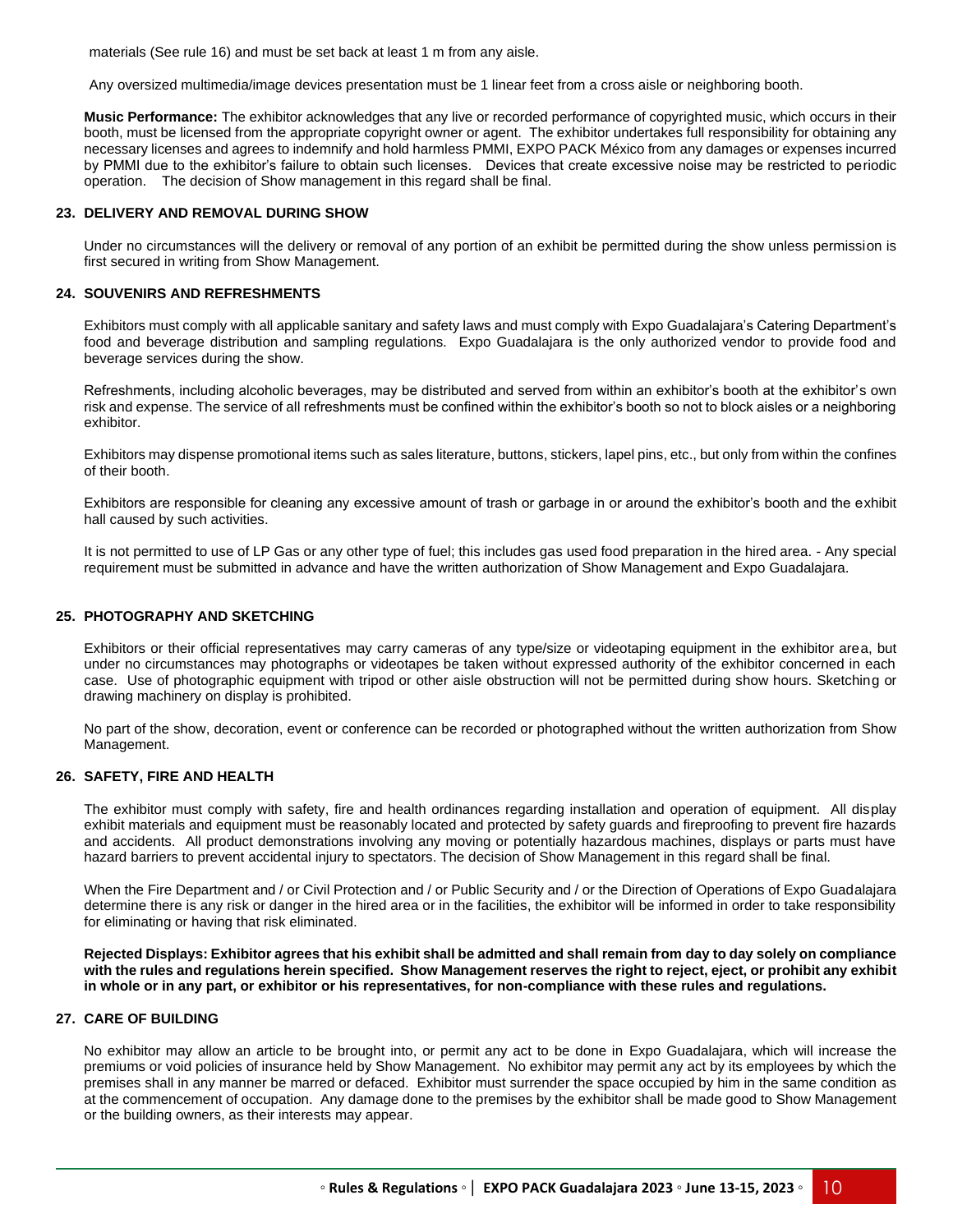materials (See rule 16) and must be set back at least 1 m from any aisle.

Any oversized multimedia/image devices presentation must be 1 linear feet from a cross aisle or neighboring booth.

**Music Performance:** The exhibitor acknowledges that any live or recorded performance of copyrighted music, which occurs in their booth, must be licensed from the appropriate copyright owner or agent. The exhibitor undertakes full responsibility for obtaining any necessary licenses and agrees to indemnify and hold harmless PMMI, EXPO PACK México from any damages or expenses incurred by PMMI due to the exhibitor's failure to obtain such licenses. Devices that create excessive noise may be restricted to periodic operation. The decision of Show management in this regard shall be final.

### 23. DELIVERY AND REMOVAL DURING SHOW

Under no circumstances will the delivery or removal of any portion of an exhibit be permitted during the show unless permission is first secured in writing from Show Management.

### 24. SOUVENIRS AND REFRESHMENTS

Exhibitors must comply with all applicable sanitary and safety laws and must comply with Expo Guadalajara's Catering Department's food and beverage distribution and sampling regulations. Expo Guadalajara is the only authorized vendor to provide food and beverage services during the show.

Refreshments, including alcoholic beverages, may be distributed and served from within an exhibitor's booth at the exhibitor's own risk and expense. The service of all refreshments must be confined within the exhibitor's booth so not to block aisles or a neighboring exhibitor.

Exhibitors may dispense promotional items such as sales literature, buttons, stickers, lapel pins, etc., but only from within the confines of their booth.

Exhibitors are responsible for cleaning any excessive amount of trash or garbage in or around the exhibitor's booth and the exhibit hall caused by such activities.

It is not permitted to use of LP Gas or any other type of fuel; this includes gas used food preparation in the hired area. - Any special requirement must be submitted in advance and have the written authorization of Show Management and Expo Guadalajara.

### 25. PHOTOGRAPHY AND SKETCHING

Exhibitors or their official representatives may carry cameras of any type/size or videotaping equipment in the exhibitor area, but under no circumstances may photographs or videotapes be taken without expressed authority of the exhibitor concerned in each case. Use of photographic equipment with tripod or other aisle obstruction will not be permitted during show hours. Sketching or drawing machinery on display is prohibited.

No part of the show, decoration, event or conference can be recorded or photographed without the written authorization from Show Management.

### 26. SAFETY, FIRE AND HEALTH

The exhibitor must comply with safety, fire and health ordinances regarding installation and operation of equipment. All display exhibit materials and equipment must be reasonably located and protected by safety guards and fireproofing to prevent fire hazards and accidents. All product demonstrations involving any moving or potentially hazardous machines, displays or parts must have hazard barriers to prevent accidental injury to spectators. The decision of Show Management in this regard shall be final.

When the Fire Department and / or Civil Protection and / or Public Security and / or the Direction of Operations of Expo Guadalajara determine there is any risk or danger in the hired area or in the facilities, the exhibitor will be informed in order to take responsibility for eliminating or having that risk eliminated.

**Rejected Displays: Exhibitor agrees that his exhibit shall be admitted and shall remain from day to day solely on compliance with the rules and regulations herein specified. Show Management reserves the right to reject, eject, or prohibit any exhibit in whole or in any part, or exhibitor or his representatives, for non-compliance with these rules and regulations.**

### 27. CARE OF BUILDING

No exhibitor may allow an article to be brought into, or permit any act to be done in Expo Guadalajara, which will increase the premiums or void policies of insurance held by Show Management. No exhibitor may permit any act by its employees by which the premises shall in any manner be marred or defaced. Exhibitor must surrender the space occupied by him in the same condition as at the commencement of occupation. Any damage done to the premises by the exhibitor shall be made good to Show Management or the building owners, as their interests may appear.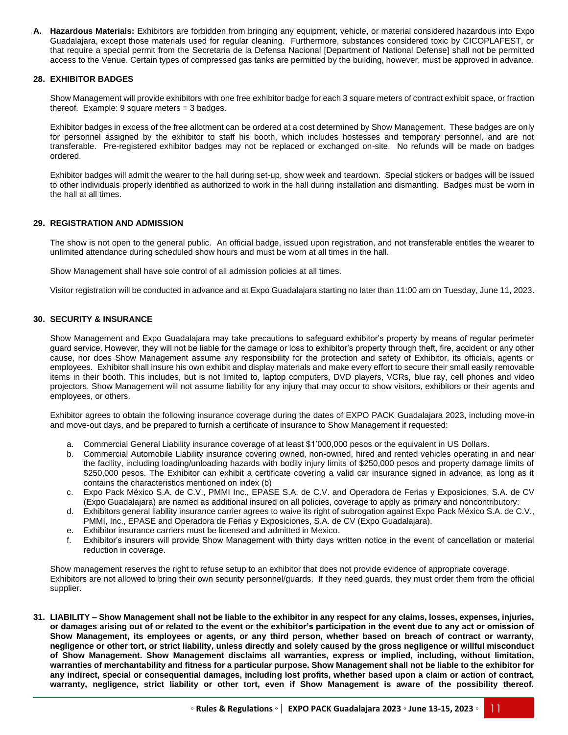**A. Hazardous Materials:** Exhibitors are forbidden from bringing any equipment, vehicle, or material considered hazardous into Expo Guadalajara, except those materials used for regular cleaning. Furthermore, substances considered toxic by CICOPLAFEST, or that require a special permit from the Secretaria de la Defensa Nacional [Department of National Defense] shall not be permitted access to the Venue. Certain types of compressed gas tanks are permitted by the building, however, must be approved in advance.

## 28. EXHIBITOR BADGES

Show Management will provide exhibitors with one free exhibitor badge for each 3 square meters of contract exhibit space, or fraction thereof. Example: 9 square meters = 3 badges.

Exhibitor badges in excess of the free allotment can be ordered at a cost determined by Show Management. These badges are only for personnel assigned by the exhibitor to staff his booth, which includes hostesses and temporary personnel, and are not transferable. Pre-registered exhibitor badges may not be replaced or exchanged on-site. No refunds will be made on badges ordered.

Exhibitor badges will admit the wearer to the hall during set-up, show week and teardown. Special stickers or badges will be issued to other individuals properly identified as authorized to work in the hall during installation and dismantling. Badges must be worn in the hall at all times.

## 29. REGISTRATION AND ADMISSION

The show is not open to the general public. An official badge, issued upon registration, and not transferable entitles the wearer to unlimited attendance during scheduled show hours and must be worn at all times in the hall.

Show Management shall have sole control of all admission policies at all times.

Visitor registration will be conducted in advance and at Expo Guadalajara starting no later than 11:00 am on Tuesday, June 11, 2023.

## 30. SECURITY & INSURANCE

Show Management and Expo Guadalajara may take precautions to safeguard exhibitor's property by means of regular perimeter guard service. However, they will not be liable for the damage or loss to exhibitor's property through theft, fire, accident or any other cause, nor does Show Management assume any responsibility for the protection and safety of Exhibitor, its officials, agents or employees. Exhibitor shall insure his own exhibit and display materials and make every effort to secure their small easily removable items in their booth. This includes, but is not limited to, laptop computers, DVD players, VCRs, blue ray, cell phones and video projectors. Show Management will not assume liability for any injury that may occur to show visitors, exhibitors or their agents and employees, or others.

Exhibitor agrees to obtain the following insurance coverage during the dates of EXPO PACK Guadalajara 2023, including move-in and move-out days, and be prepared to furnish a certificate of insurance to Show Management if requested:

a. Commercial General Liability insurance coverage of at least $1'000,000 pesos or the equivalent in US Dollars.
b. Commercial Automobile Liability insurance covering owned, non-owned, hired and rented vehicles operating in and near the facility, including loading/unloading hazards with bodily injury limits of $250,000 pesos and property damage limits of $250,000 pesos. The Exhibitor can exhibit a certificate covering a valid car insurance signed in advance, as long as it contains the characteristics mentioned on index (b)
c. Expo Pack México S.A. de C.V., PMMI Inc., EPASE S.A. de C.V. and Operadora de Ferias y Exposiciones, S.A. de CV (Expo Guadalajara) are named as additional insured on all policies, coverage to apply as primary and noncontributory:
d. Exhibitors general liability insurance carrier agrees to waive its right of subrogation against Expo Pack México S.A. de C.V., PMMI, Inc., EPASE and Operadora de Ferias y Exposiciones, S.A. de CV (Expo Guadalajara).
e. Exhibitor insurance carriers must be licensed and admitted in Mexico.
f. Exhibitor's insurers will provide Show Management with thirty days written notice in the event of cancellation or material reduction in coverage.

Show management reserves the right to refuse setup to an exhibitor that does not provide evidence of appropriate coverage. Exhibitors are not allowed to bring their own security personnel/guards. If they need guards, they must order them from the official supplier.

**31. LIABILITY – Show Management shall not be liable to the exhibitor in any respect for any claims, losses, expenses, injuries, or damages arising out of or related to the event or the exhibitor's participation in the event due to any act or omission of Show Management, its employees or agents, or any third person, whether based on breach of contract or warranty, negligence or other tort, or strict liability, unless directly and solely caused by the gross negligence or willful misconduct of Show Management. Show Management disclaims all warranties, express or implied, including, without limitation, warranties of merchantability and fitness for a particular purpose. Show Management shall not be liable to the exhibitor for any indirect, special or consequential damages, including lost profits, whether based upon a claim or action of contract, warranty, negligence, strict liability or other tort, even if Show Management is aware of the possibility thereof.**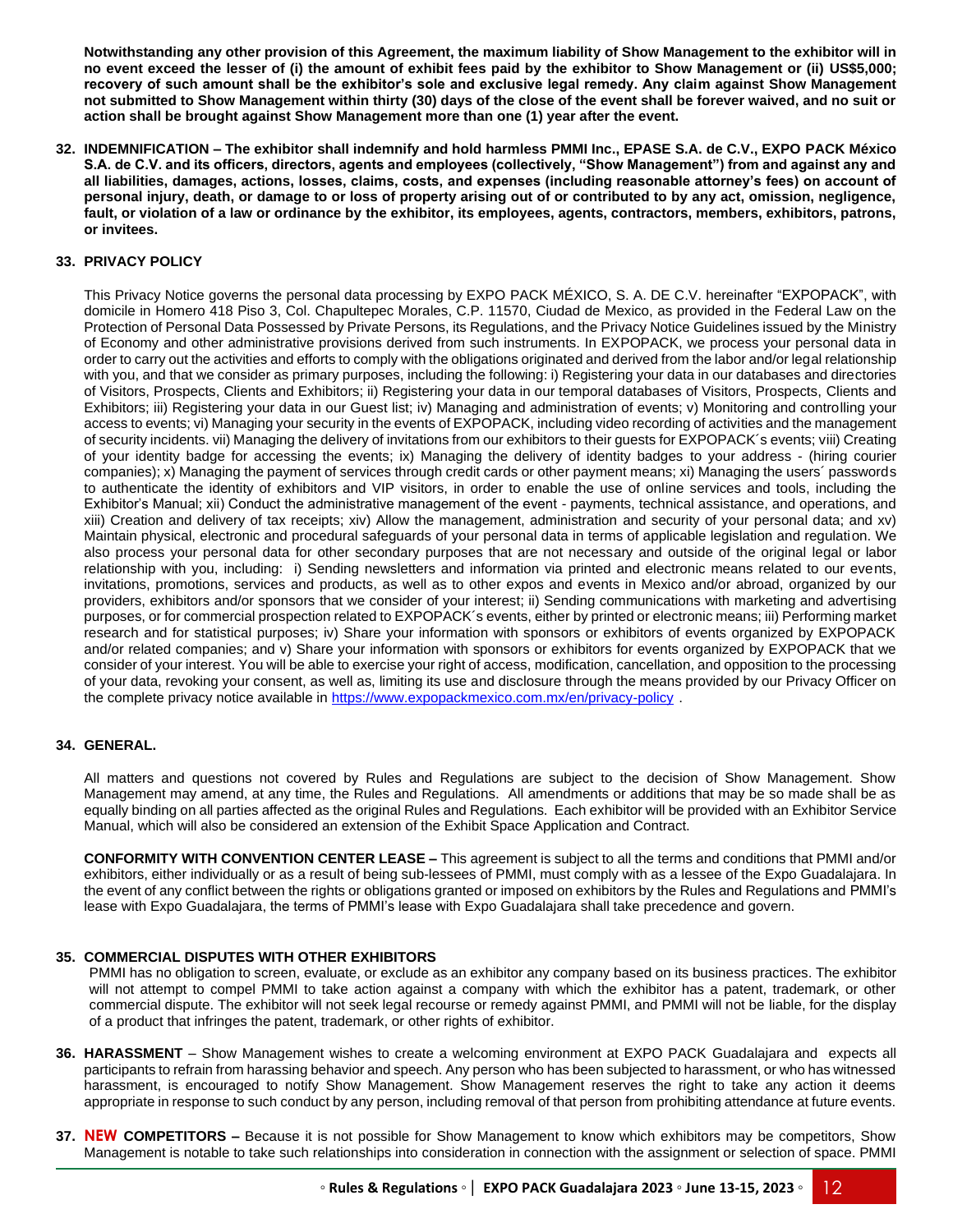**Notwithstanding any other provision of this Agreement, the maximum liability of Show Management to the exhibitor will in no event exceed the lesser of (i) the amount of exhibit fees paid by the exhibitor to Show Management or (ii) US$5,000; recovery of such amount shall be the exhibitor's sole and exclusive legal remedy. Any claim against Show Management not submitted to Show Management within thirty (30) days of the close of the event shall be forever waived, and no suit or action shall be brought against Show Management more than one (1) year after the event.**

**32. INDEMNIFICATION – The exhibitor shall indemnify and hold harmless PMMI Inc., EPASE S.A. de C.V., EXPO PACK México S.A. de C.V. and its officers, directors, agents and employees (collectively, "Show Management") from and against any and all liabilities, damages, actions, losses, claims, costs, and expenses (including reasonable attorney's fees) on account of personal injury, death, or damage to or loss of property arising out of or contributed to by any act, omission, negligence, fault, or violation of a law or ordinance by the exhibitor, its employees, agents, contractors, members, exhibitors, patrons, or invitees.**

**33. PRIVACY POLICY**

This Privacy Notice governs the personal data processing by EXPO PACK MÉXICO, S. A. DE C.V. hereinafter "EXPOPACK", with domicile in Homero 418 Piso 3, Col. Chapultepec Morales, C.P. 11570, Ciudad de Mexico, as provided in the Federal Law on the Protection of Personal Data Possessed by Private Persons, its Regulations, and the Privacy Notice Guidelines issued by the Ministry of Economy and other administrative provisions derived from such instruments. In EXPOPACK, we process your personal data in order to carry out the activities and efforts to comply with the obligations originated and derived from the labor and/or legal relationship with you, and that we consider as primary purposes, including the following: i) Registering your data in our databases and directories of Visitors, Prospects, Clients and Exhibitors; ii) Registering your data in our temporal databases of Visitors, Prospects, Clients and Exhibitors; iii) Registering your data in our Guest list; iv) Managing and administration of events; v) Monitoring and controlling your access to events; vi) Managing your security in the events of EXPOPACK, including video recording of activities and the management of security incidents. vii) Managing the delivery of invitations from our exhibitors to their guests for EXPOPACK´s events; viii) Creating of your identity badge for accessing the events; ix) Managing the delivery of identity badges to your address - (hiring courier companies); x) Managing the payment of services through credit cards or other payment means; xi) Managing the users´ passwords to authenticate the identity of exhibitors and VIP visitors, in order to enable the use of online services and tools, including the Exhibitor's Manual; xii) Conduct the administrative management of the event - payments, technical assistance, and operations, and xiii) Creation and delivery of tax receipts; xiv) Allow the management, administration and security of your personal data; and xv) Maintain physical, electronic and procedural safeguards of your personal data in terms of applicable legislation and regulation. We also process your personal data for other secondary purposes that are not necessary and outside of the original legal or labor relationship with you, including: i) Sending newsletters and information via printed and electronic means related to our events, invitations, promotions, services and products, as well as to other expos and events in Mexico and/or abroad, organized by our providers, exhibitors and/or sponsors that we consider of your interest; ii) Sending communications with marketing and advertising purposes, or for commercial prospection related to EXPOPACK´s events, either by printed or electronic means; iii) Performing market research and for statistical purposes; iv) Share your information with sponsors or exhibitors of events organized by EXPOPACK and/or related companies; and v) Share your information with sponsors or exhibitors for events organized by EXPOPACK that we consider of your interest. You will be able to exercise your right of access, modification, cancellation, and opposition to the processing of your data, revoking your consent, as well as, limiting its use and disclosure through the means provided by our Privacy Officer on the complete privacy notice available in https://www.expopackmexico.com.mx/en/privacy-policy .

**34. GENERAL.**

All matters and questions not covered by Rules and Regulations are subject to the decision of Show Management. Show Management may amend, at any time, the Rules and Regulations. All amendments or additions that may be so made shall be as equally binding on all parties affected as the original Rules and Regulations. Each exhibitor will be provided with an Exhibitor Service Manual, which will also be considered an extension of the Exhibit Space Application and Contract.

**CONFORMITY WITH CONVENTION CENTER LEASE –** This agreement is subject to all the terms and conditions that PMMI and/or exhibitors, either individually or as a result of being sub-lessees of PMMI, must comply with as a lessee of the Expo Guadalajara. In the event of any conflict between the rights or obligations granted or imposed on exhibitors by the Rules and Regulations and PMMI's lease with Expo Guadalajara, the terms of PMMI's lease with Expo Guadalajara shall take precedence and govern.

**35. COMMERCIAL DISPUTES WITH OTHER EXHIBITORS**

PMMI has no obligation to screen, evaluate, or exclude as an exhibitor any company based on its business practices. The exhibitor will not attempt to compel PMMI to take action against a company with which the exhibitor has a patent, trademark, or other commercial dispute. The exhibitor will not seek legal recourse or remedy against PMMI, and PMMI will not be liable, for the display of a product that infringes the patent, trademark, or other rights of exhibitor.

**36. HARASSMENT** – Show Management wishes to create a welcoming environment at EXPO PACK Guadalajara and expects all participants to refrain from harassing behavior and speech. Any person who has been subjected to harassment, or who has witnessed harassment, is encouraged to notify Show Management. Show Management reserves the right to take any action it deems appropriate in response to such conduct by any person, including removal of that person from prohibiting attendance at future events.

**37. NEW COMPETITORS –** Because it is not possible for Show Management to know which exhibitors may be competitors, Show Management is notable to take such relationships into consideration in connection with the assignment or selection of space. PMMI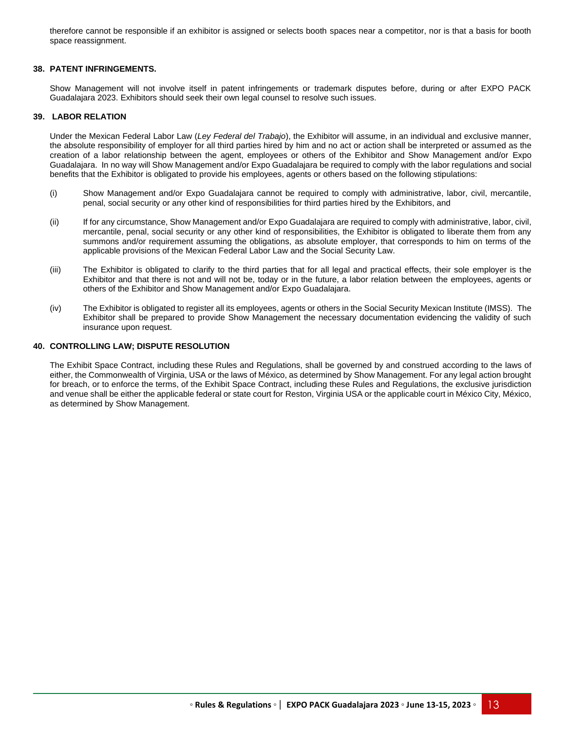therefore cannot be responsible if an exhibitor is assigned or selects booth spaces near a competitor, nor is that a basis for booth space reassignment.

### 38. PATENT INFRINGEMENTS.

Show Management will not involve itself in patent infringements or trademark disputes before, during or after EXPO PACK Guadalajara 2023. Exhibitors should seek their own legal counsel to resolve such issues.

### 39. LABOR RELATION

Under the Mexican Federal Labor Law (*Ley Federal del Trabajo*), the Exhibitor will assume, in an individual and exclusive manner, the absolute responsibility of employer for all third parties hired by him and no act or action shall be interpreted or assumed as the creation of a labor relationship between the agent, employees or others of the Exhibitor and Show Management and/or Expo Guadalajara. In no way will Show Management and/or Expo Guadalajara be required to comply with the labor regulations and social benefits that the Exhibitor is obligated to provide his employees, agents or others based on the following stipulations:

(i) Show Management and/or Expo Guadalajara cannot be required to comply with administrative, labor, civil, mercantile, penal, social security or any other kind of responsibilities for third parties hired by the Exhibitors, and

(ii) If for any circumstance, Show Management and/or Expo Guadalajara are required to comply with administrative, labor, civil, mercantile, penal, social security or any other kind of responsibilities, the Exhibitor is obligated to liberate them from any summons and/or requirement assuming the obligations, as absolute employer, that corresponds to him on terms of the applicable provisions of the Mexican Federal Labor Law and the Social Security Law.

(iii) The Exhibitor is obligated to clarify to the third parties that for all legal and practical effects, their sole employer is the Exhibitor and that there is not and will not be, today or in the future, a labor relation between the employees, agents or others of the Exhibitor and Show Management and/or Expo Guadalajara.

(iv) The Exhibitor is obligated to register all its employees, agents or others in the Social Security Mexican Institute (IMSS). The Exhibitor shall be prepared to provide Show Management the necessary documentation evidencing the validity of such insurance upon request.

### 40. CONTROLLING LAW; DISPUTE RESOLUTION

The Exhibit Space Contract, including these Rules and Regulations, shall be governed by and construed according to the laws of either, the Commonwealth of Virginia, USA or the laws of México, as determined by Show Management. For any legal action brought for breach, or to enforce the terms, of the Exhibit Space Contract, including these Rules and Regulations, the exclusive jurisdiction and venue shall be either the applicable federal or state court for Reston, Virginia USA or the applicable court in México City, México, as determined by Show Management.